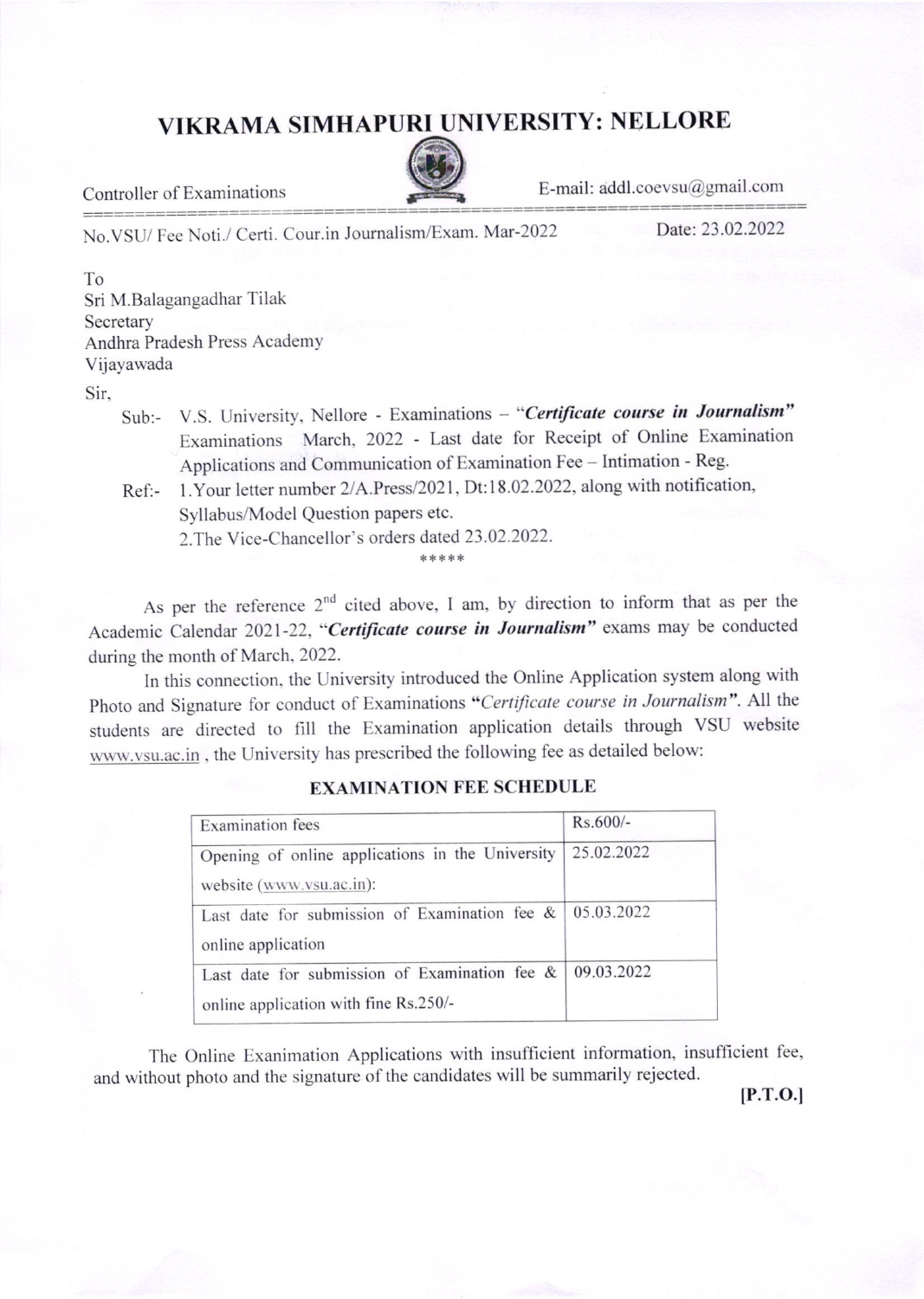# VIKRAMA SIMHAPURI UNIVERSITY: NELLORE

Controller of Examinations | E-mail: addl.coevsu@gmail.com

No.VSU/ Fee Noti./ Certi. Cour.in Journalism/Exam. Mar-2022 | Date: 23.02.2022

To
Sri M.Balagangadhar Tilak
Secretary
Andhra Pradesh Press Academy
Vijayawada

Sir,

Sub:- V.S. University, Nellore - Examinations – ***"Certificate course in Journalism"*** Examinations March, 2022 - Last date for Receipt of Online Examination Applications and Communication of Examination Fee – Intimation - Reg.

Ref:- 1.Your letter number 2/A.Press/2021, Dt:18.02.2022, along with notification, Syllabus/Model Question papers etc.
2.The Vice-Chancellor's orders dated 23.02.2022.

\*\*\*\*\*

As per the reference 2nd cited above, I am, by direction to inform that as per the Academic Calendar 2021-22, ***"Certificate course in Journalism"*** exams may be conducted during the month of March, 2022.

In this connection, the University introduced the Online Application system along with Photo and Signature for conduct of Examinations *"Certificate course in Journalism"*. All the students are directed to fill the Examination application details through VSU website www.vsu.ac.in , the University has prescribed the following fee as detailed below:

## EXAMINATION FEE SCHEDULE

| Examination fees | Rs.600/- |
|---|---|
| Opening of online applications in the University website (www.vsu.ac.in): | 25.02.2022 |
| Last date for submission of Examination fee & online application | 05.03.2022 |
| Last date for submission of Examination fee & online application with fine Rs.250/- | 09.03.2022 |

The Online Examination Applications with insufficient information, insufficient fee, and without photo and the signature of the candidates will be summarily rejected.

**[P.T.O.]**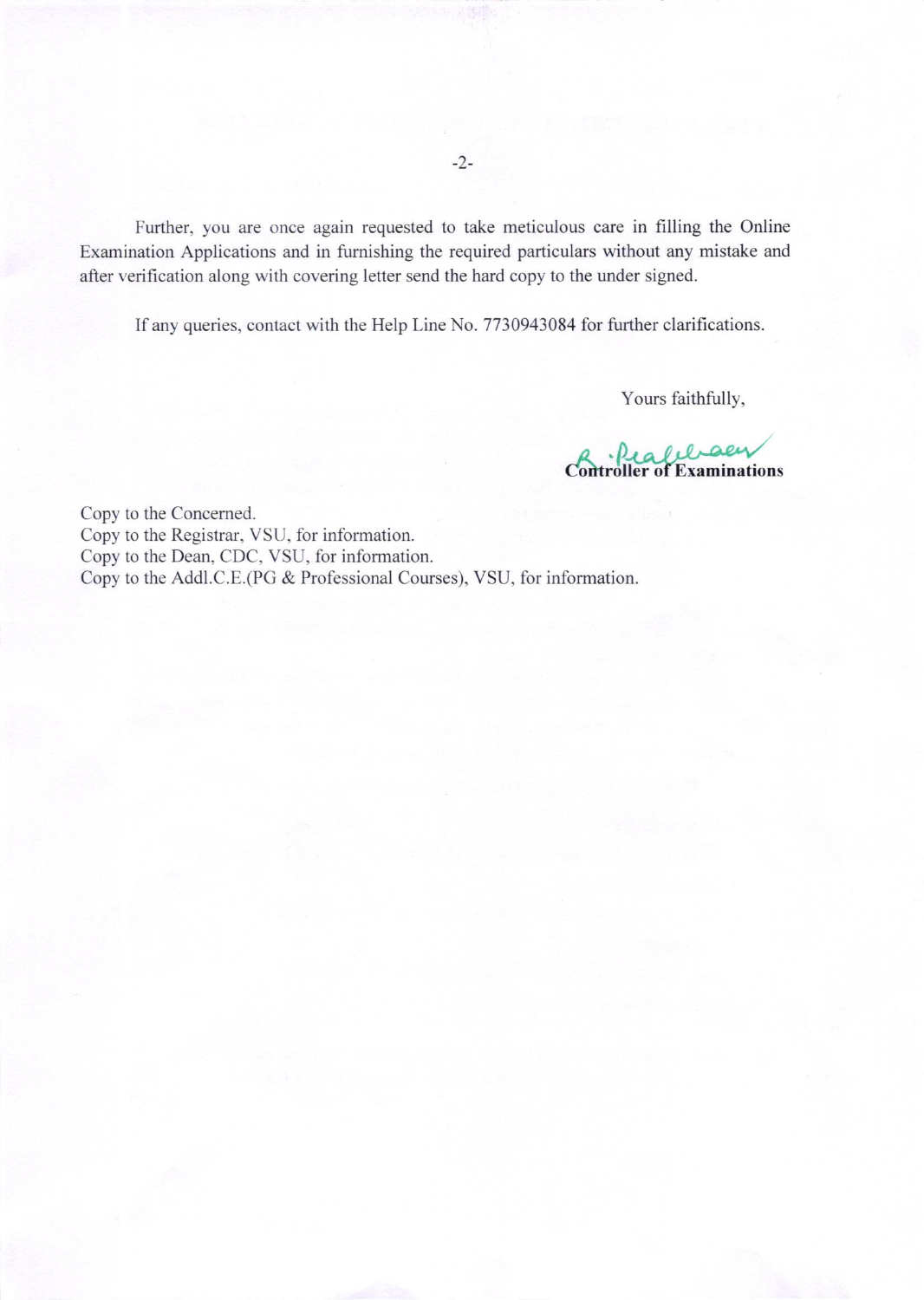Further, you are once again requested to take meticulous care in filling the Online Examination Applications and in furnishing the required particulars without any mistake and after verification along with covering letter send the hard copy to the under signed.

If any queries, contact with the Help Line No. 7730943084 for further clarifications.

Yours faithfully,

**Controller of Examinations**

Copy to the Concerned.
Copy to the Registrar, VSU, for information.
Copy to the Dean, CDC, VSU, for information.
Copy to the Addl.C.E.(PG & Professional Courses), VSU, for information.